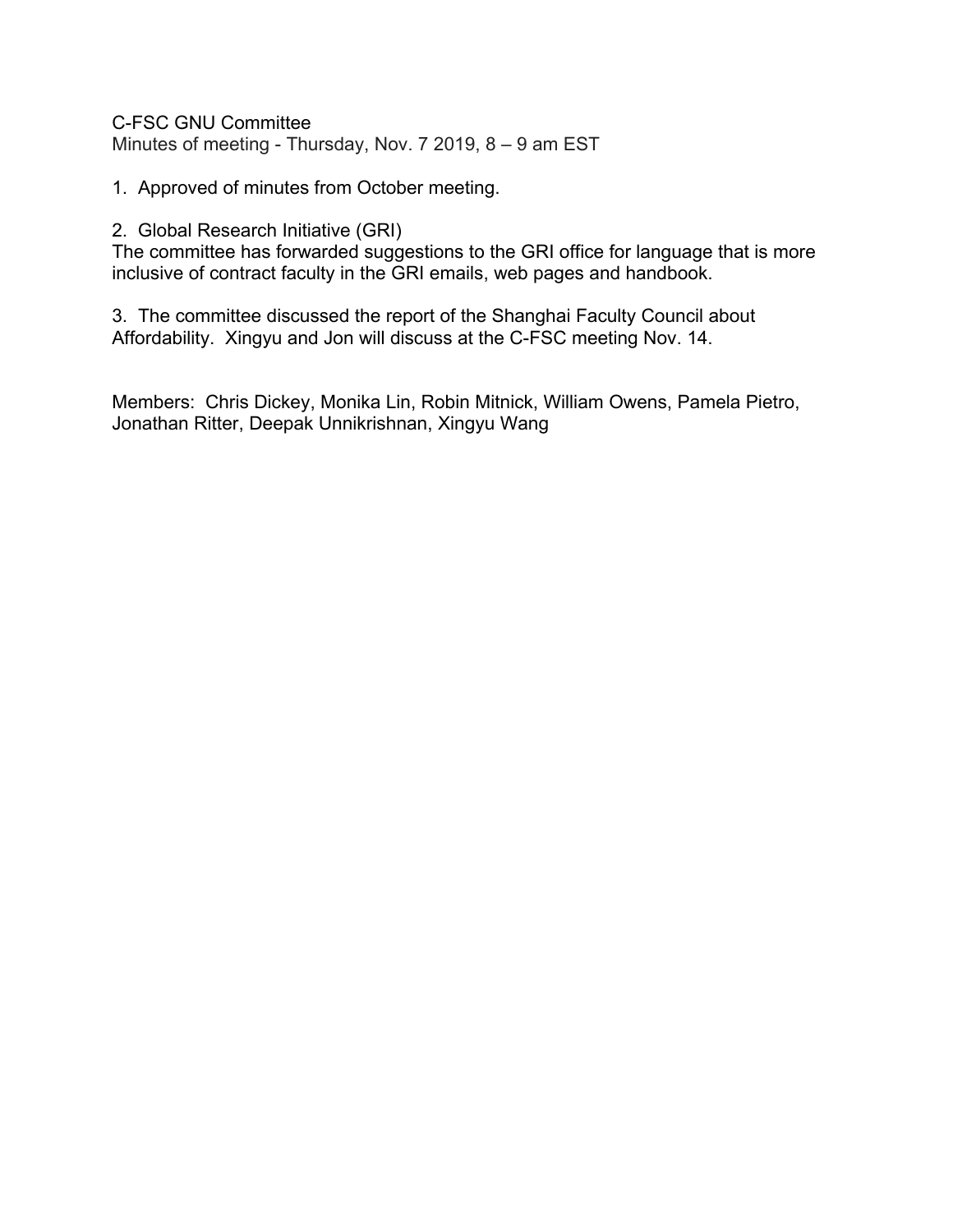C-FSC GNU Committee

Minutes of meeting - Thursday, Nov. 7 2019, 8 – 9 am EST

1. Approved of minutes from October meeting.

2. Global Research Initiative (GRI)
The committee has forwarded suggestions to the GRI office for language that is more inclusive of contract faculty in the GRI emails, web pages and handbook.

3. The committee discussed the report of the Shanghai Faculty Council about Affordability. Xingyu and Jon will discuss at the C-FSC meeting Nov. 14.

Members: Chris Dickey, Monika Lin, Robin Mitnick, William Owens, Pamela Pietro, Jonathan Ritter, Deepak Unnikrishnan, Xingyu Wang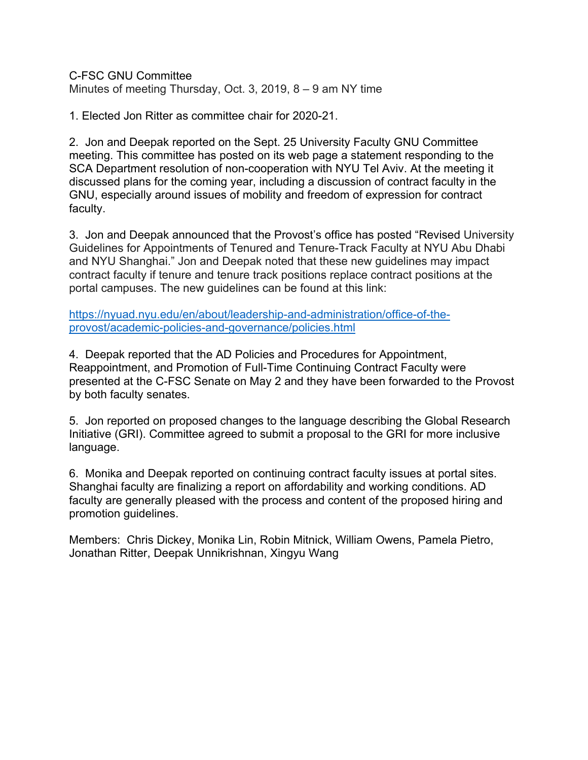C-FSC GNU Committee

Minutes of meeting Thursday, Oct. 3, 2019, 8 – 9 am NY time

1. Elected Jon Ritter as committee chair for 2020-21.

2. Jon and Deepak reported on the Sept. 25 University Faculty GNU Committee meeting. This committee has posted on its web page a statement responding to the SCA Department resolution of non-cooperation with NYU Tel Aviv. At the meeting it discussed plans for the coming year, including a discussion of contract faculty in the GNU, especially around issues of mobility and freedom of expression for contract faculty.

3. Jon and Deepak announced that the Provost's office has posted "Revised University Guidelines for Appointments of Tenured and Tenure-Track Faculty at NYU Abu Dhabi and NYU Shanghai." Jon and Deepak noted that these new guidelines may impact contract faculty if tenure and tenure track positions replace contract positions at the portal campuses. The new guidelines can be found at this link:

https://nyuad.nyu.edu/en/about/leadership-and-administration/office-of-the-provost/academic-policies-and-governance/policies.html

4. Deepak reported that the AD Policies and Procedures for Appointment, Reappointment, and Promotion of Full-Time Continuing Contract Faculty were presented at the C-FSC Senate on May 2 and they have been forwarded to the Provost by both faculty senates.

5. Jon reported on proposed changes to the language describing the Global Research Initiative (GRI). Committee agreed to submit a proposal to the GRI for more inclusive language.

6. Monika and Deepak reported on continuing contract faculty issues at portal sites. Shanghai faculty are finalizing a report on affordability and working conditions. AD faculty are generally pleased with the process and content of the proposed hiring and promotion guidelines.

Members: Chris Dickey, Monika Lin, Robin Mitnick, William Owens, Pamela Pietro, Jonathan Ritter, Deepak Unnikrishnan, Xingyu Wang